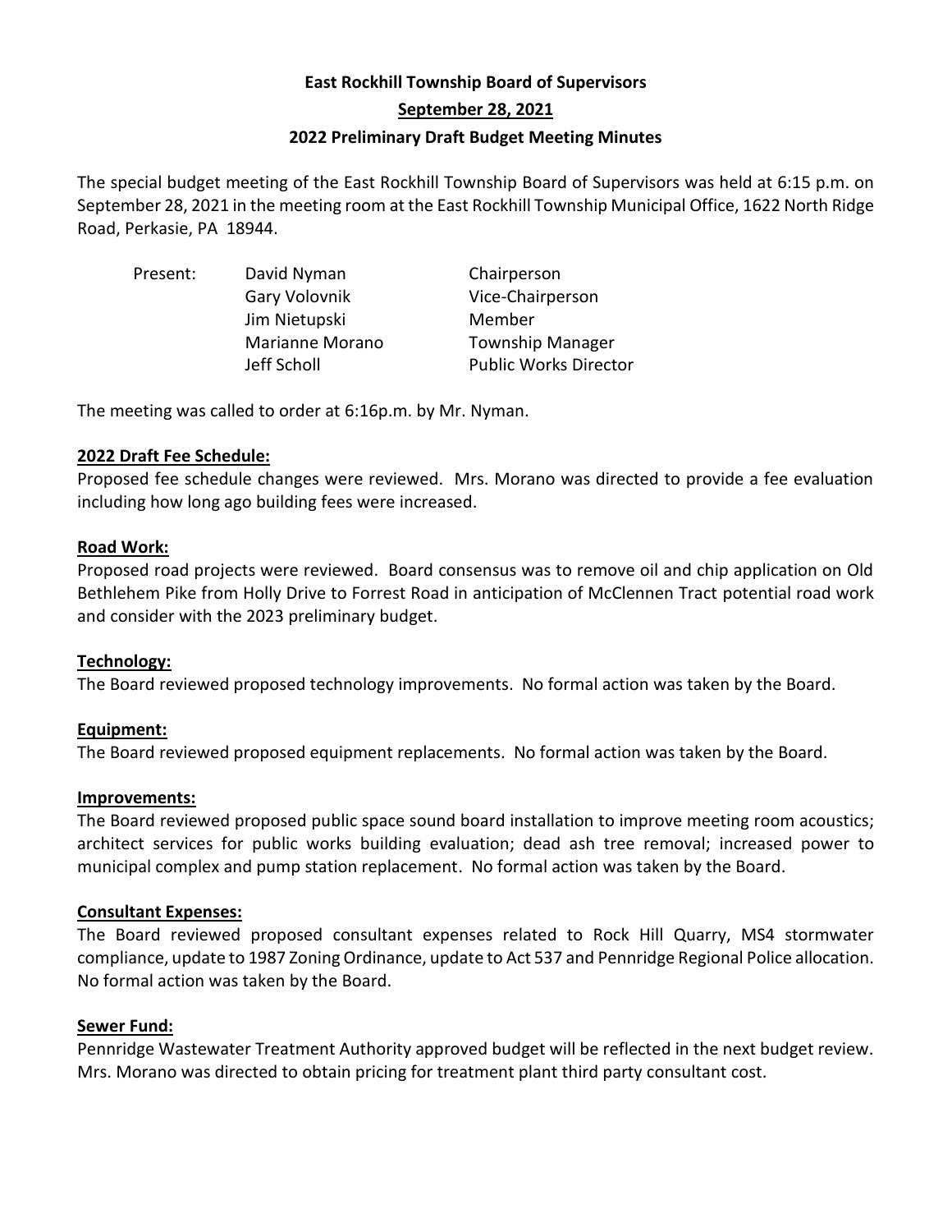# East Rockhill Township Board of Supervisors

## September 28, 2021

## 2022 Preliminary Draft Budget Meeting Minutes

The special budget meeting of the East Rockhill Township Board of Supervisors was held at 6:15 p.m. on September 28, 2021 in the meeting room at the East Rockhill Township Municipal Office, 1622 North Ridge Road, Perkasie, PA 18944.

| Present: | David Nyman | Chairperson |
|---|---|---|
| | Gary Volovnik | Vice-Chairperson |
| | Jim Nietupski | Member |
| | Marianne Morano | Township Manager |
| | Jeff Scholl | Public Works Director |

The meeting was called to order at 6:16p.m. by Mr. Nyman.

**2022 Draft Fee Schedule:**

Proposed fee schedule changes were reviewed. Mrs. Morano was directed to provide a fee evaluation including how long ago building fees were increased.

**Road Work:**

Proposed road projects were reviewed. Board consensus was to remove oil and chip application on Old Bethlehem Pike from Holly Drive to Forrest Road in anticipation of McClennen Tract potential road work and consider with the 2023 preliminary budget.

**Technology:**

The Board reviewed proposed technology improvements. No formal action was taken by the Board.

**Equipment:**

The Board reviewed proposed equipment replacements. No formal action was taken by the Board.

**Improvements:**

The Board reviewed proposed public space sound board installation to improve meeting room acoustics; architect services for public works building evaluation; dead ash tree removal; increased power to municipal complex and pump station replacement. No formal action was taken by the Board.

**Consultant Expenses:**

The Board reviewed proposed consultant expenses related to Rock Hill Quarry, MS4 stormwater compliance, update to 1987 Zoning Ordinance, update to Act 537 and Pennridge Regional Police allocation. No formal action was taken by the Board.

**Sewer Fund:**

Pennridge Wastewater Treatment Authority approved budget will be reflected in the next budget review. Mrs. Morano was directed to obtain pricing for treatment plant third party consultant cost.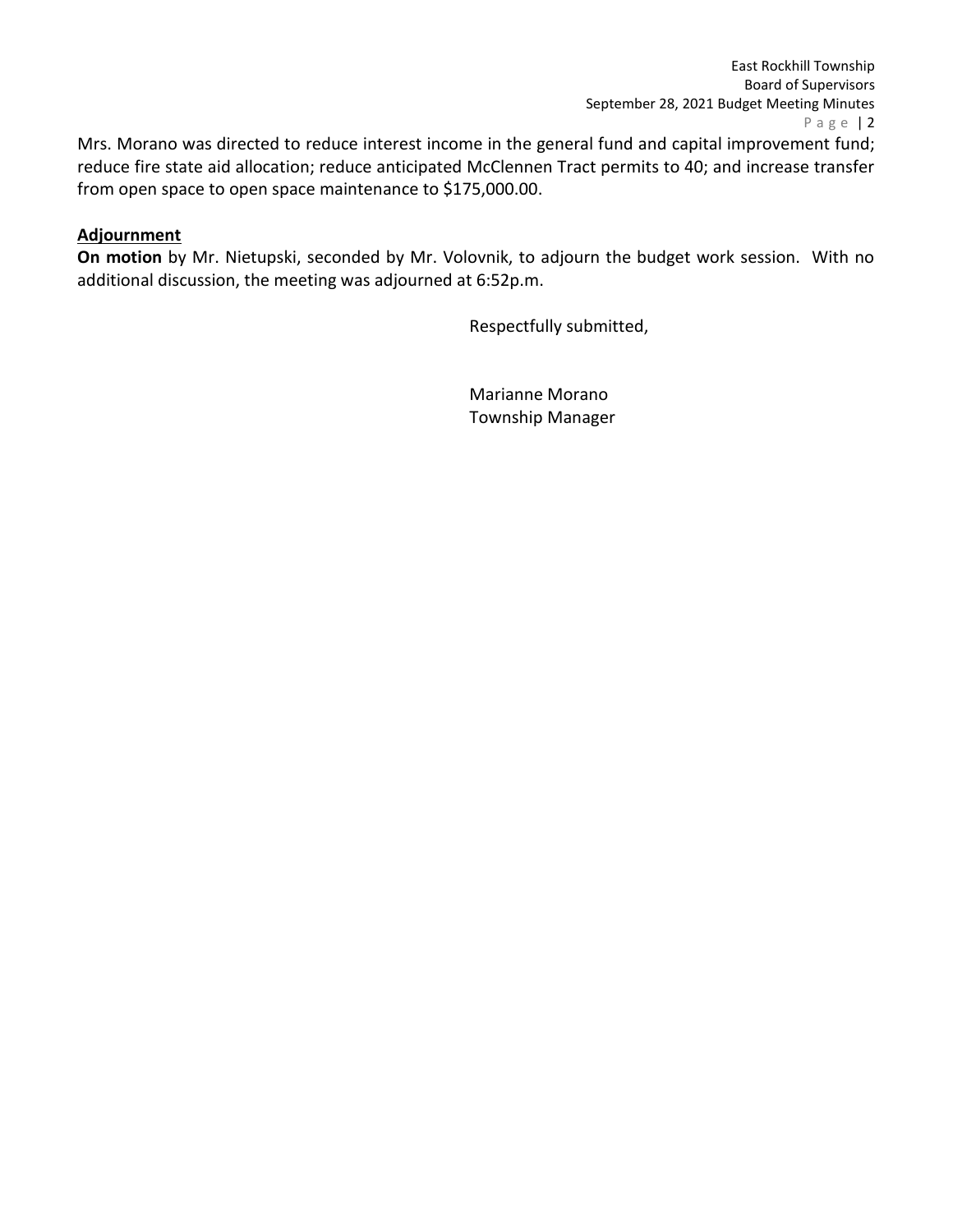Mrs. Morano was directed to reduce interest income in the general fund and capital improvement fund; reduce fire state aid allocation; reduce anticipated McClennen Tract permits to 40; and increase transfer from open space to open space maintenance to $175,000.00.

**Adjournment**

**On motion** by Mr. Nietupski, seconded by Mr. Volovnik, to adjourn the budget work session. With no additional discussion, the meeting was adjourned at 6:52p.m.

Respectfully submitted,

Marianne Morano
Township Manager